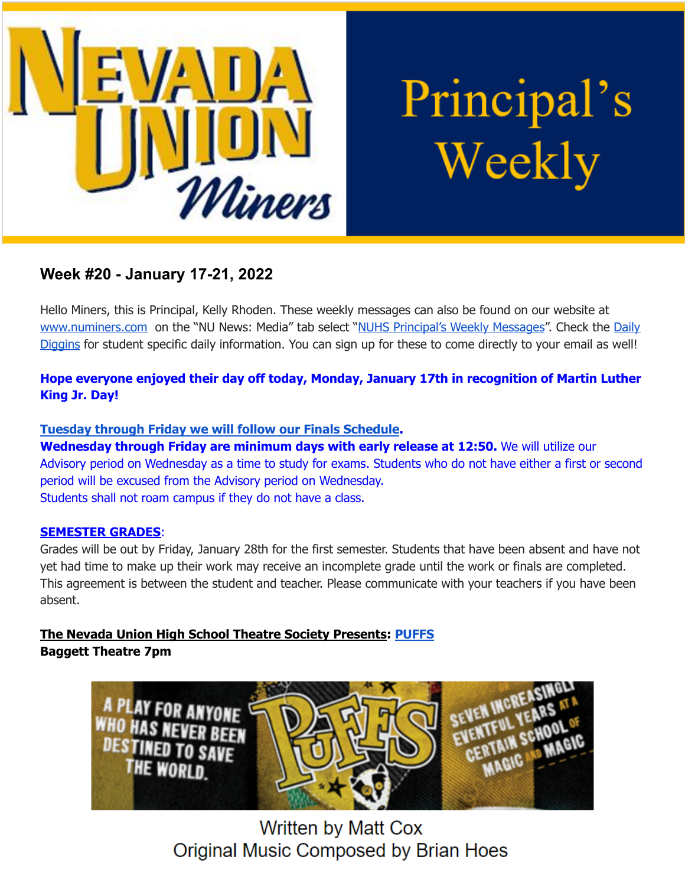# Nevada Union Miners Principal's Weekly

## Week #20 - January 17-21, 2022

Hello Miners, this is Principal, Kelly Rhoden. These weekly messages can also be found on our website at www.numiners.com on the "NU News: Media" tab select "NUHS Principal's Weekly Messages". Check the Daily Diggins for student specific daily information. You can sign up for these to come directly to your email as well!

**Hope everyone enjoyed their day off today, Monday, January 17th in recognition of Martin Luther King Jr. Day!**

**Tuesday through Friday we will follow our Finals Schedule.**
**Wednesday through Friday are minimum days with early release at 12:50.** We will utilize our Advisory period on Wednesday as a time to study for exams. Students who do not have either a first or second period will be excused from the Advisory period on Wednesday.
Students shall not roam campus if they do not have a class.

**SEMESTER GRADES**:
Grades will be out by Friday, January 28th for the first semester. Students that have been absent and have not yet had time to make up their work may receive an incomplete grade until the work or finals are completed. This agreement is between the student and teacher. Please communicate with your teachers if you have been absent.

**The Nevada Union High School Theatre Society Presents: PUFFS**
**Baggett Theatre 7pm**

A PLAY FOR ANYONE WHO HAS NEVER BEEN DESTINED TO SAVE THE WORLD.

PUFFS

OR SEVEN INCREASINGLY EVENTFUL YEARS AT A CERTAIN SCHOOL OF MAGIC AND MAGIC

Written by Matt Cox
Original Music Composed by Brian Hoes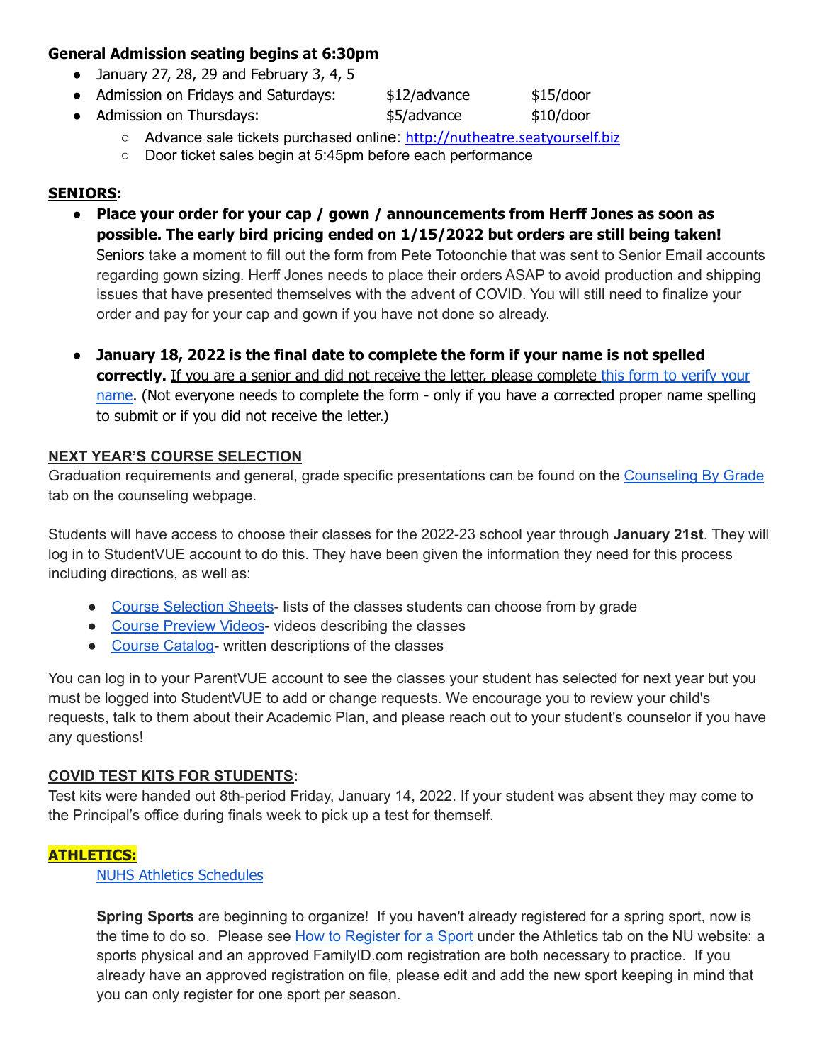**General Admission seating begins at 6:30pm**

- January 27, 28, 29 and February 3, 4, 5
- Admission on Fridays and Saturdays: $12/advance $15/door
- Admission on Thursdays: $5/advance $10/door
    - Advance sale tickets purchased online: http://nutheatre.seatyourself.biz
    - Door ticket sales begin at 5:45pm before each performance

**SENIORS:**

- **Place your order for your cap / gown / announcements from Herff Jones as soon as possible. The early bird pricing ended on 1/15/2022 but orders are still being taken!** Seniors take a moment to fill out the form from Pete Totoonchie that was sent to Senior Email accounts regarding gown sizing. Herff Jones needs to place their orders ASAP to avoid production and shipping issues that have presented themselves with the advent of COVID. You will still need to finalize your order and pay for your cap and gown if you have not done so already.

- **January 18, 2022 is the final date to complete the form if your name is not spelled correctly.** If you are a senior and did not receive the letter, please complete this form to verify your name. (Not everyone needs to complete the form - only if you have a corrected proper name spelling to submit or if you did not receive the letter.)

**NEXT YEAR'S COURSE SELECTION**

Graduation requirements and general, grade specific presentations can be found on the Counseling By Grade tab on the counseling webpage.

Students will have access to choose their classes for the 2022-23 school year through **January 21st**. They will log in to StudentVUE account to do this. They have been given the information they need for this process including directions, as well as:

- Course Selection Sheets- lists of the classes students can choose from by grade
- Course Preview Videos- videos describing the classes
- Course Catalog- written descriptions of the classes

You can log in to your ParentVUE account to see the classes your student has selected for next year but you must be logged into StudentVUE to add or change requests. We encourage you to review your child's requests, talk to them about their Academic Plan, and please reach out to your student's counselor if you have any questions!

**COVID TEST KITS FOR STUDENTS:**

Test kits were handed out 8th-period Friday, January 14, 2022. If your student was absent they may come to the Principal's office during finals week to pick up a test for themself.

**ATHLETICS:**

NUHS Athletics Schedules

**Spring Sports** are beginning to organize! If you haven't already registered for a spring sport, now is the time to do so. Please see How to Register for a Sport under the Athletics tab on the NU website: a sports physical and an approved FamilyID.com registration are both necessary to practice. If you already have an approved registration on file, please edit and add the new sport keeping in mind that you can only register for one sport per season.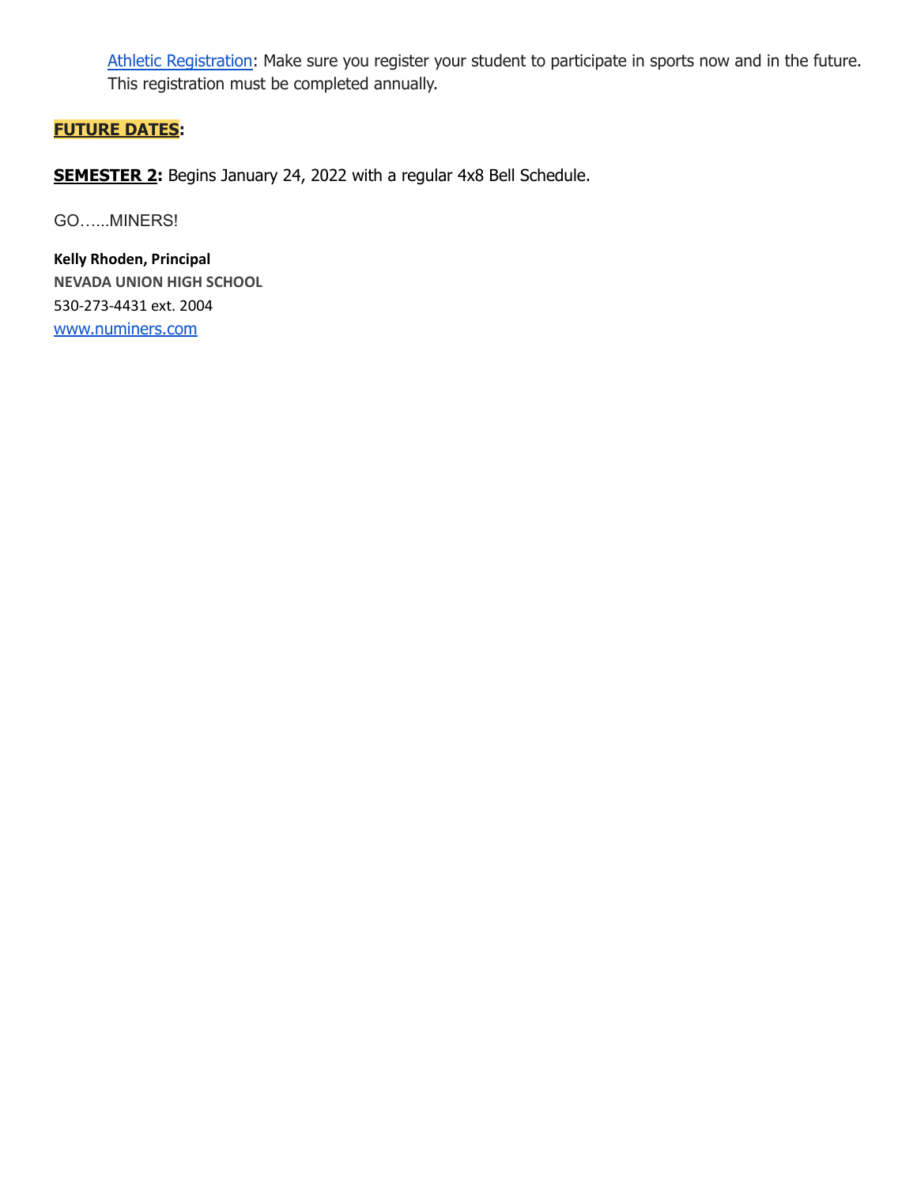Athletic Registration: Make sure you register your student to participate in sports now and in the future. This registration must be completed annually.

**FUTURE DATES:**

**SEMESTER 2:** Begins January 24, 2022 with a regular 4x8 Bell Schedule.

GO…...MINERS!

**Kelly Rhoden, Principal**
**NEVADA UNION HIGH SCHOOL**
530-273-4431 ext. 2004
www.numiners.com